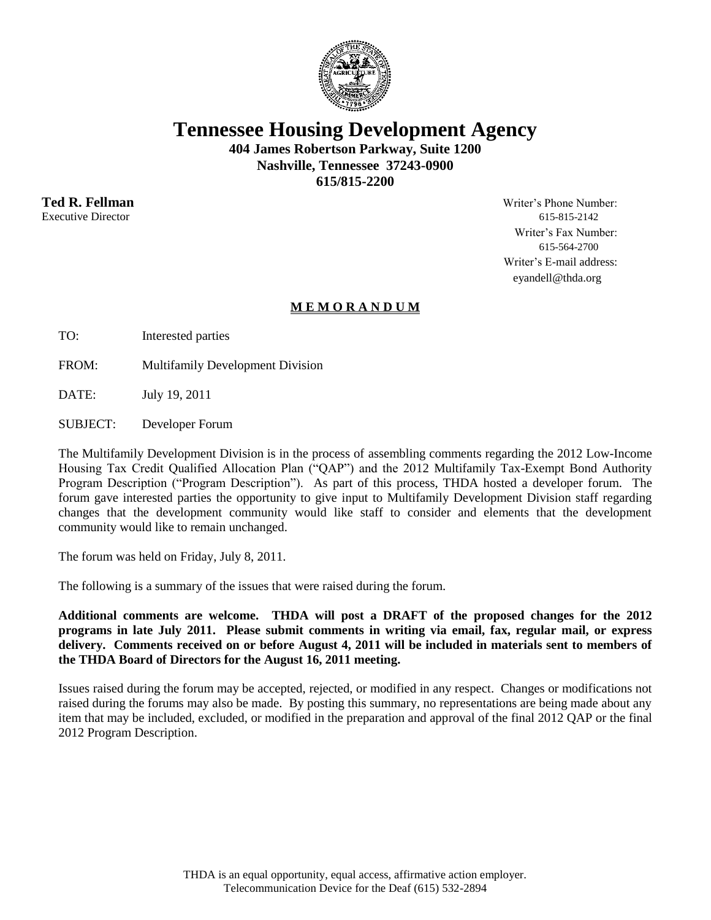# Tennessee Housing Development Agency

**404 James Robertson Parkway, Suite 1200**
**Nashville, Tennessee 37243-0900**
**615/815-2200**

**Ted R. Fellman**
Executive Director

Writer's Phone Number:
615-815-2142
Writer's Fax Number:
615-564-2700
Writer's E-mail address:
eyandell@thda.org

## M E M O R A N D U M

TO: Interested parties

FROM: Multifamily Development Division

DATE: July 19, 2011

SUBJECT: Developer Forum

The Multifamily Development Division is in the process of assembling comments regarding the 2012 Low-Income Housing Tax Credit Qualified Allocation Plan ("QAP") and the 2012 Multifamily Tax-Exempt Bond Authority Program Description ("Program Description"). As part of this process, THDA hosted a developer forum. The forum gave interested parties the opportunity to give input to Multifamily Development Division staff regarding changes that the development community would like staff to consider and elements that the development community would like to remain unchanged.

The forum was held on Friday, July 8, 2011.

The following is a summary of the issues that were raised during the forum.

**Additional comments are welcome. THDA will post a DRAFT of the proposed changes for the 2012 programs in late July 2011. Please submit comments in writing via email, fax, regular mail, or express delivery. Comments received on or before August 4, 2011 will be included in materials sent to members of the THDA Board of Directors for the August 16, 2011 meeting.**

Issues raised during the forum may be accepted, rejected, or modified in any respect. Changes or modifications not raised during the forums may also be made. By posting this summary, no representations are being made about any item that may be included, excluded, or modified in the preparation and approval of the final 2012 QAP or the final 2012 Program Description.

THDA is an equal opportunity, equal access, affirmative action employer.
Telecommunication Device for the Deaf (615) 532-2894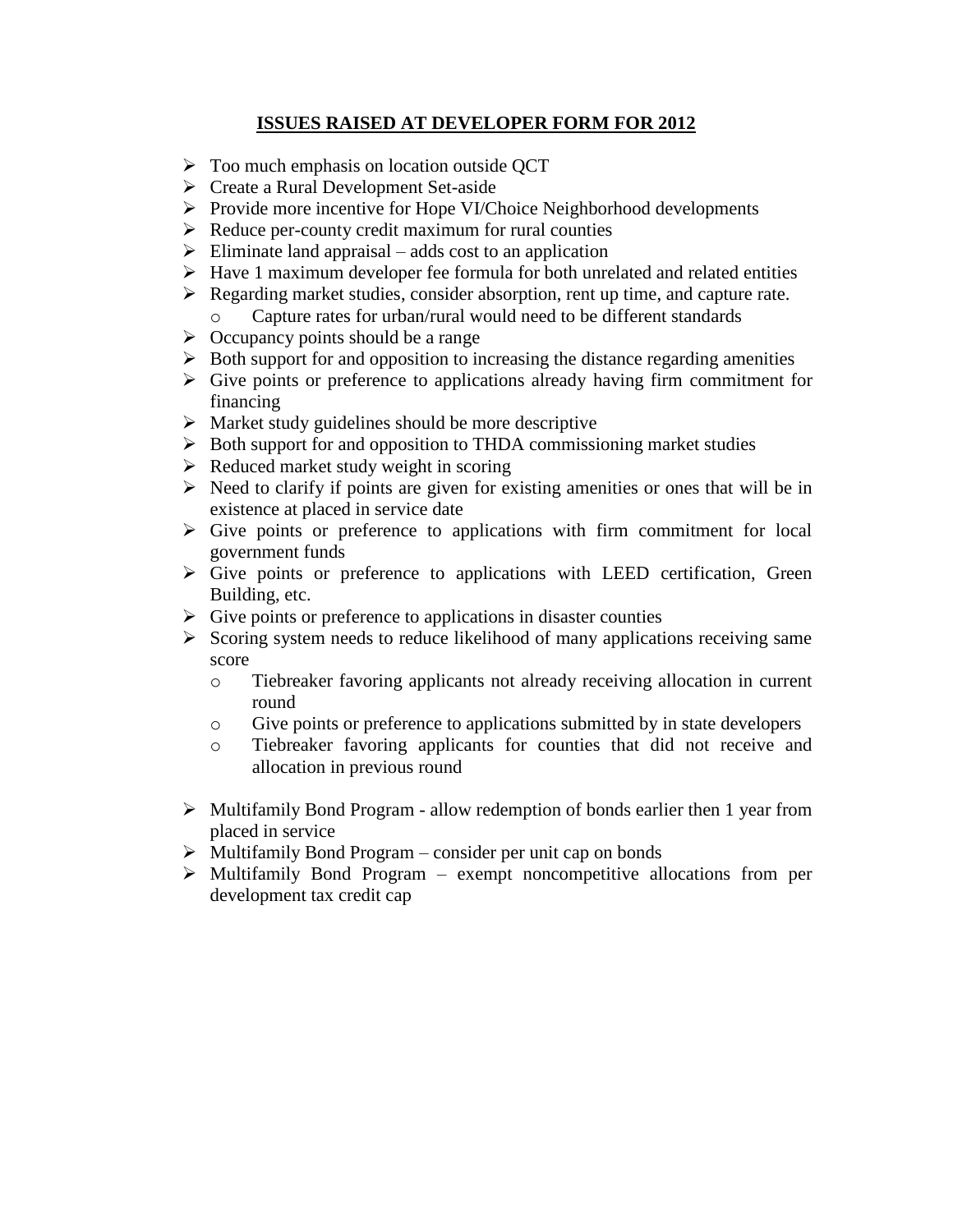## ISSUES RAISED AT DEVELOPER FORM FOR 2012

- Too much emphasis on location outside QCT
- Create a Rural Development Set-aside
- Provide more incentive for Hope VI/Choice Neighborhood developments
- Reduce per-county credit maximum for rural counties
- Eliminate land appraisal – adds cost to an application
- Have 1 maximum developer fee formula for both unrelated and related entities
- Regarding market studies, consider absorption, rent up time, and capture rate.
    - Capture rates for urban/rural would need to be different standards
- Occupancy points should be a range
- Both support for and opposition to increasing the distance regarding amenities
- Give points or preference to applications already having firm commitment for financing
- Market study guidelines should be more descriptive
- Both support for and opposition to THDA commissioning market studies
- Reduced market study weight in scoring
- Need to clarify if points are given for existing amenities or ones that will be in existence at placed in service date
- Give points or preference to applications with firm commitment for local government funds
- Give points or preference to applications with LEED certification, Green Building, etc.
- Give points or preference to applications in disaster counties
- Scoring system needs to reduce likelihood of many applications receiving same score
    - Tiebreaker favoring applicants not already receiving allocation in current round
    - Give points or preference to applications submitted by in state developers
    - Tiebreaker favoring applicants for counties that did not receive and allocation in previous round

- Multifamily Bond Program - allow redemption of bonds earlier then 1 year from placed in service
- Multifamily Bond Program – consider per unit cap on bonds
- Multifamily Bond Program – exempt noncompetitive allocations from per development tax credit cap